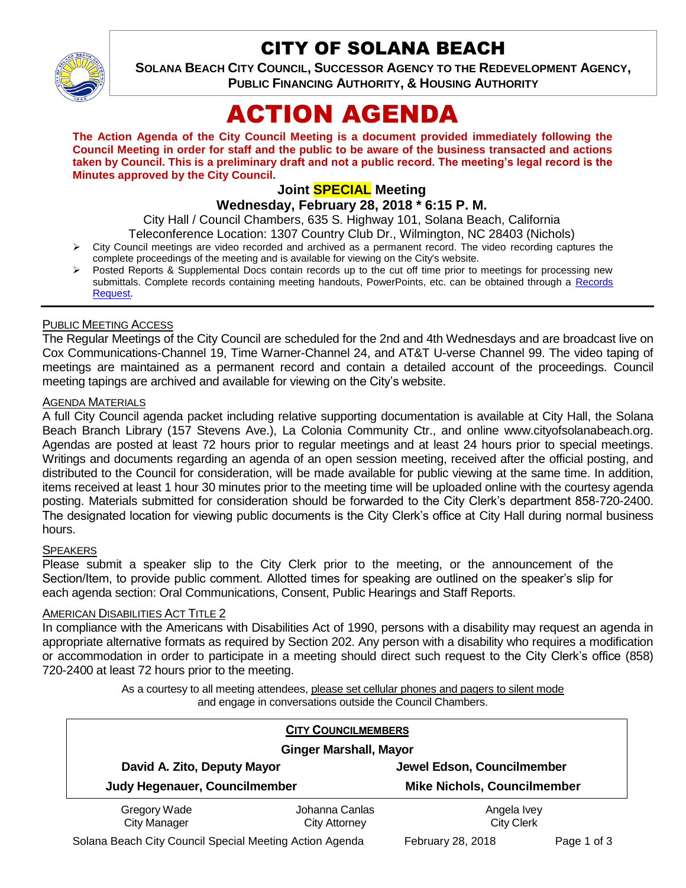# CITY OF SOLANA BEACH

**SOLANA BEACH CITY COUNCIL, SUCCESSOR AGENCY TO THE REDEVELOPMENT AGENCY, PUBLIC FINANCING AUTHORITY, & HOUSING AUTHORITY**

# ACTION AGENDA

**The Action Agenda of the City Council Meeting is a document provided immediately following the Council Meeting in order for staff and the public to be aware of the business transacted and actions taken by Council. This is a preliminary draft and not a public record. The meeting's legal record is the Minutes approved by the City Council.**

### Joint SPECIAL Meeting

### Wednesday, February 28, 2018 * 6:15 P. M.

City Hall / Council Chambers, 635 S. Highway 101, Solana Beach, California
Teleconference Location: 1307 Country Club Dr., Wilmington, NC 28403 (Nichols)

- City Council meetings are video recorded and archived as a permanent record. The video recording captures the complete proceedings of the meeting and is available for viewing on the City's website.
- Posted Reports & Supplemental Docs contain records up to the cut off time prior to meetings for processing new submittals. Complete records containing meeting handouts, PowerPoints, etc. can be obtained through a Records Request.

PUBLIC MEETING ACCESS

The Regular Meetings of the City Council are scheduled for the 2nd and 4th Wednesdays and are broadcast live on Cox Communications-Channel 19, Time Warner-Channel 24, and AT&T U-verse Channel 99. The video taping of meetings are maintained as a permanent record and contain a detailed account of the proceedings. Council meeting tapings are archived and available for viewing on the City's website.

AGENDA MATERIALS

A full City Council agenda packet including relative supporting documentation is available at City Hall, the Solana Beach Branch Library (157 Stevens Ave.), La Colonia Community Ctr., and online www.cityofsolanabeach.org. Agendas are posted at least 72 hours prior to regular meetings and at least 24 hours prior to special meetings. Writings and documents regarding an agenda of an open session meeting, received after the official posting, and distributed to the Council for consideration, will be made available for public viewing at the same time. In addition, items received at least 1 hour 30 minutes prior to the meeting time will be uploaded online with the courtesy agenda posting. Materials submitted for consideration should be forwarded to the City Clerk's department 858-720-2400. The designated location for viewing public documents is the City Clerk's office at City Hall during normal business hours.

SPEAKERS

Please submit a speaker slip to the City Clerk prior to the meeting, or the announcement of the Section/Item, to provide public comment. Allotted times for speaking are outlined on the speaker's slip for each agenda section: Oral Communications, Consent, Public Hearings and Staff Reports.

AMERICAN DISABILITIES ACT TITLE 2

In compliance with the Americans with Disabilities Act of 1990, persons with a disability may request an agenda in appropriate alternative formats as required by Section 202. Any person with a disability who requires a modification or accommodation in order to participate in a meeting should direct such request to the City Clerk's office (858) 720-2400 at least 72 hours prior to the meeting.

As a courtesy to all meeting attendees, please set cellular phones and pagers to silent mode and engage in conversations outside the Council Chambers.

**CITY COUNCILMEMBERS**

**Ginger Marshall, Mayor**

| | |
|---|---|
| **David A. Zito, Deputy Mayor** | **Jewel Edson, Councilmember** |
| **Judy Hegenauer, Councilmember** | **Mike Nichols, Councilmember** |

| | | |
|---|---|---|
| Gregory Wade<br>City Manager | Johanna Canlas<br>City Attorney | Angela Ivey<br>City Clerk |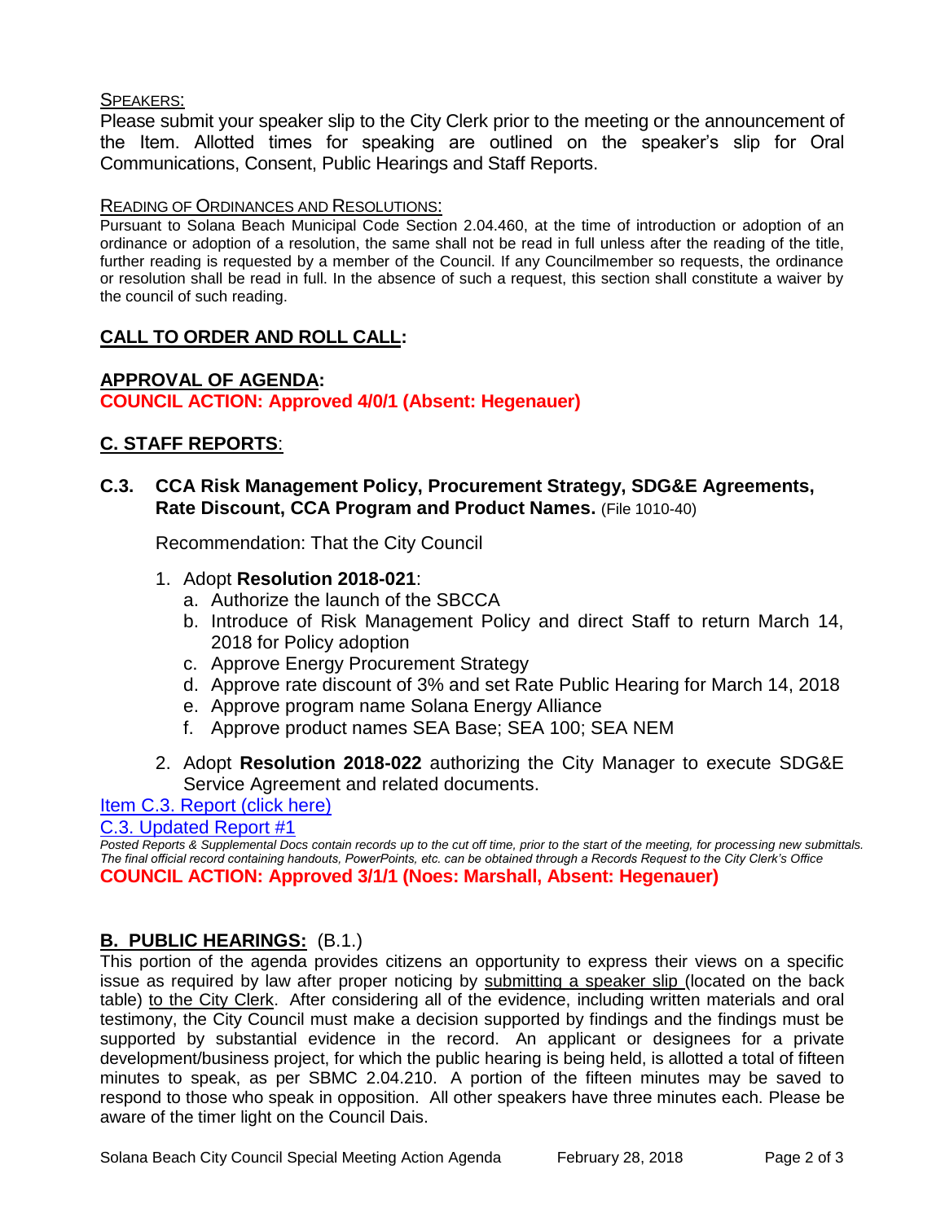SPEAKERS:

Please submit your speaker slip to the City Clerk prior to the meeting or the announcement of the Item. Allotted times for speaking are outlined on the speaker's slip for Oral Communications, Consent, Public Hearings and Staff Reports.

READING OF ORDINANCES AND RESOLUTIONS:

Pursuant to Solana Beach Municipal Code Section 2.04.460, at the time of introduction or adoption of an ordinance or adoption of a resolution, the same shall not be read in full unless after the reading of the title, further reading is requested by a member of the Council. If any Councilmember so requests, the ordinance or resolution shall be read in full. In the absence of such a request, this section shall constitute a waiver by the council of such reading.

## CALL TO ORDER AND ROLL CALL:

## APPROVAL OF AGENDA:

**COUNCIL ACTION: Approved 4/0/1 (Absent: Hegenauer)**

## C. STAFF REPORTS:

### C.3. CCA Risk Management Policy, Procurement Strategy, SDG&E Agreements, Rate Discount, CCA Program and Product Names. (File 1010-40)

Recommendation: That the City Council

1. Adopt **Resolution 2018-021**:
   a. Authorize the launch of the SBCCA
   b. Introduce of Risk Management Policy and direct Staff to return March 14, 2018 for Policy adoption
   c. Approve Energy Procurement Strategy
   d. Approve rate discount of 3% and set Rate Public Hearing for March 14, 2018
   e. Approve program name Solana Energy Alliance
   f. Approve product names SEA Base; SEA 100; SEA NEM
2. Adopt **Resolution 2018-022** authorizing the City Manager to execute SDG&E Service Agreement and related documents.

Item C.3. Report (click here)

C.3. Updated Report #1

*Posted Reports & Supplemental Docs contain records up to the cut off time, prior to the start of the meeting, for processing new submittals. The final official record containing handouts, PowerPoints, etc. can be obtained through a Records Request to the City Clerk's Office*

**COUNCIL ACTION: Approved 3/1/1 (Noes: Marshall, Absent: Hegenauer)**

## B. PUBLIC HEARINGS: (B.1.)

This portion of the agenda provides citizens an opportunity to express their views on a specific issue as required by law after proper noticing by submitting a speaker slip (located on the back table) to the City Clerk. After considering all of the evidence, including written materials and oral testimony, the City Council must make a decision supported by findings and the findings must be supported by substantial evidence in the record. An applicant or designees for a private development/business project, for which the public hearing is being held, is allotted a total of fifteen minutes to speak, as per SBMC 2.04.210. A portion of the fifteen minutes may be saved to respond to those who speak in opposition. All other speakers have three minutes each. Please be aware of the timer light on the Council Dais.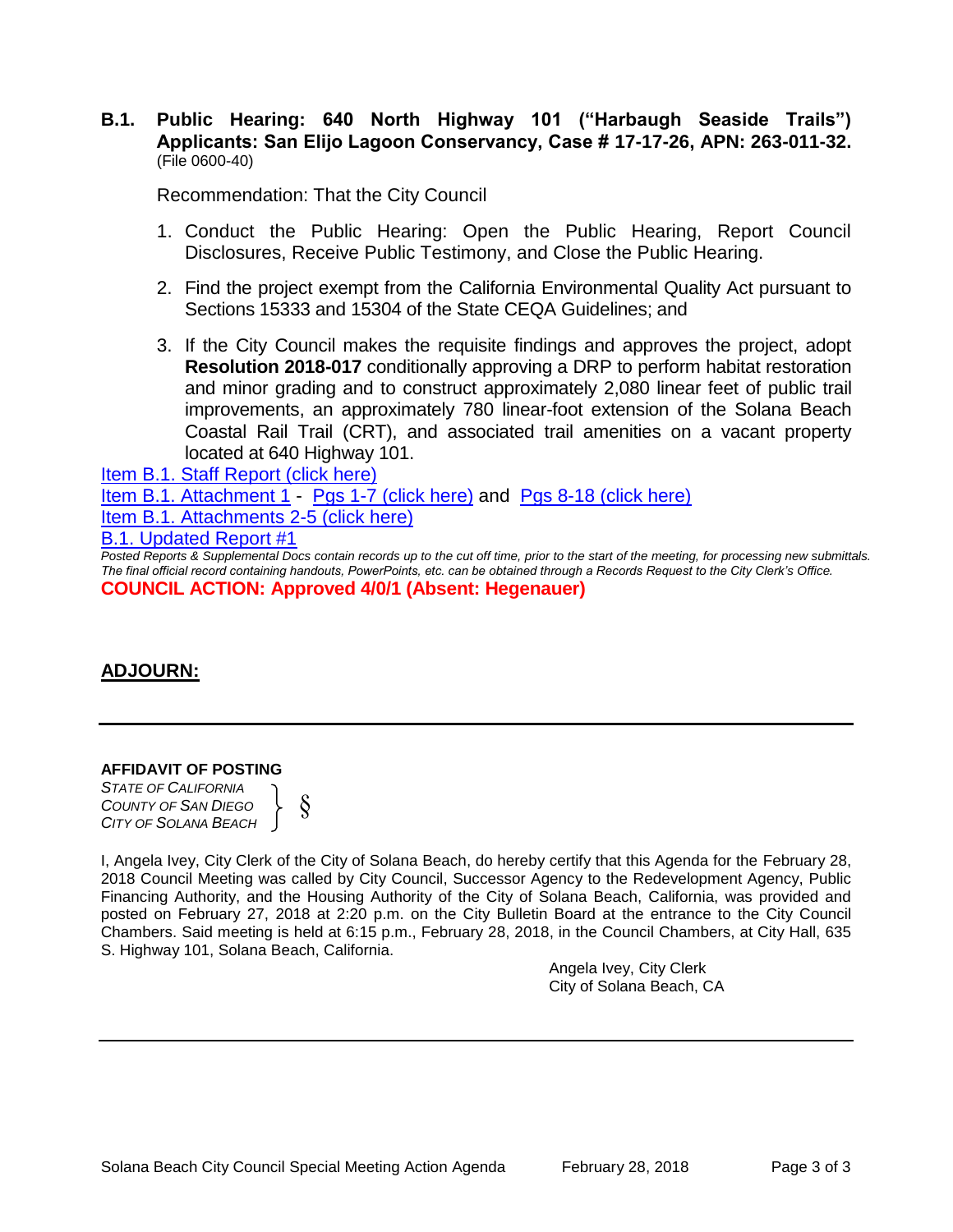**B.1. Public Hearing: 640 North Highway 101 ("Harbaugh Seaside Trails") Applicants: San Elijo Lagoon Conservancy, Case # 17-17-26, APN: 263-011-32.** (File 0600-40)

Recommendation: That the City Council

1. Conduct the Public Hearing: Open the Public Hearing, Report Council Disclosures, Receive Public Testimony, and Close the Public Hearing.
2. Find the project exempt from the California Environmental Quality Act pursuant to Sections 15333 and 15304 of the State CEQA Guidelines; and
3. If the City Council makes the requisite findings and approves the project, adopt **Resolution 2018-017** conditionally approving a DRP to perform habitat restoration and minor grading and to construct approximately 2,080 linear feet of public trail improvements, an approximately 780 linear-foot extension of the Solana Beach Coastal Rail Trail (CRT), and associated trail amenities on a vacant property located at 640 Highway 101.

Item B.1. Staff Report (click here)
Item B.1. Attachment 1 - Pgs 1-7 (click here) and Pgs 8-18 (click here)
Item B.1. Attachments 2-5 (click here)
B.1. Updated Report #1

*Posted Reports & Supplemental Docs contain records up to the cut off time, prior to the start of the meeting, for processing new submittals. The final official record containing handouts, PowerPoints, etc. can be obtained through a Records Request to the City Clerk's Office.*

**COUNCIL ACTION: Approved 4/0/1 (Absent: Hegenauer)**

## ADJOURN:

---

**AFFIDAVIT OF POSTING**

*STATE OF CALIFORNIA*
*COUNTY OF SAN DIEGO* } §
*CITY OF SOLANA BEACH*

I, Angela Ivey, City Clerk of the City of Solana Beach, do hereby certify that this Agenda for the February 28, 2018 Council Meeting was called by City Council, Successor Agency to the Redevelopment Agency, Public Financing Authority, and the Housing Authority of the City of Solana Beach, California, was provided and posted on February 27, 2018 at 2:20 p.m. on the City Bulletin Board at the entrance to the City Council Chambers. Said meeting is held at 6:15 p.m., February 28, 2018, in the Council Chambers, at City Hall, 635 S. Highway 101, Solana Beach, California.

Angela Ivey, City Clerk
City of Solana Beach, CA

---